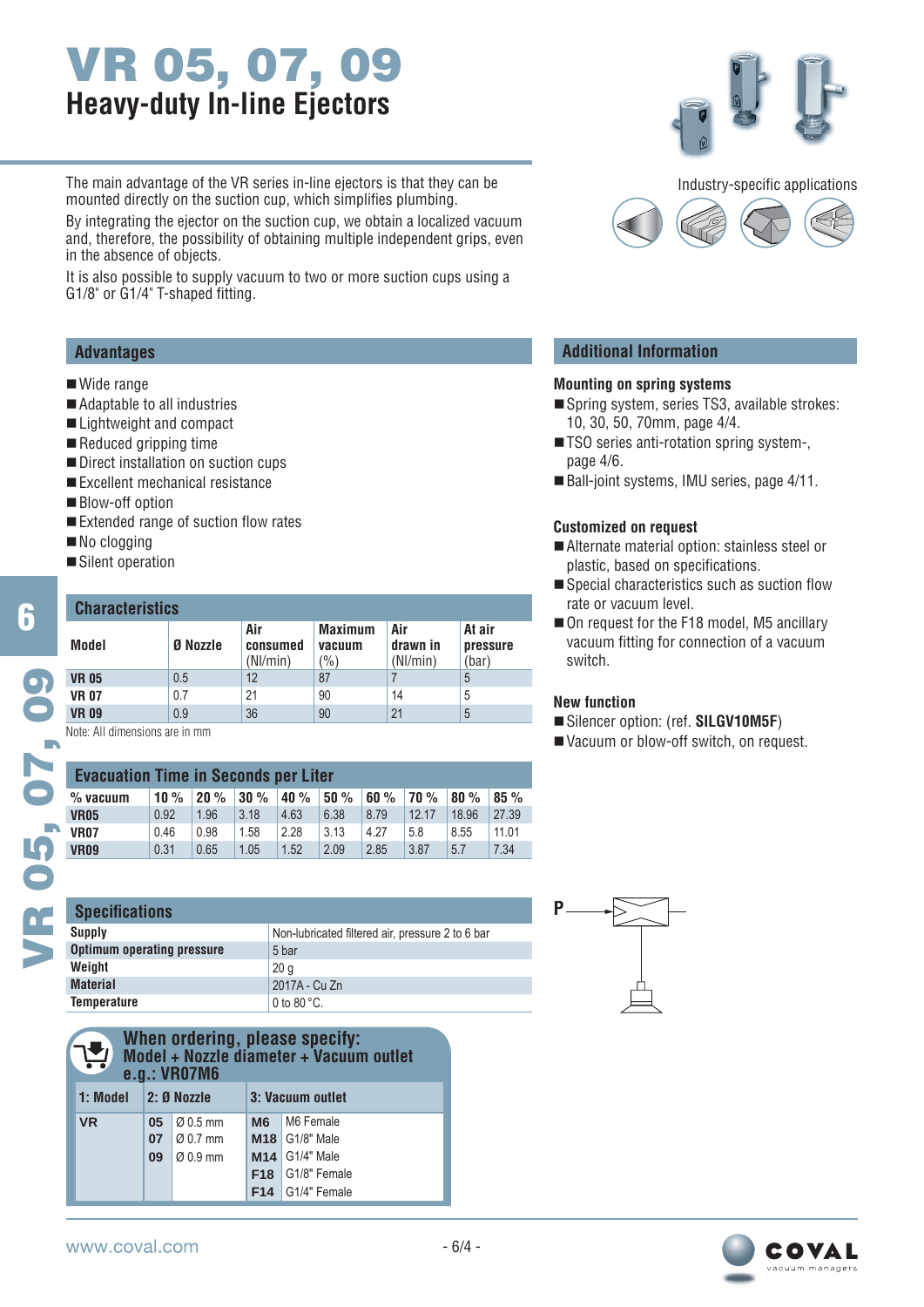# VR 05, 07, 09

## Heavy-duty In-line Ejectors

The main advantage of the VR series in-line ejectors is that they can be mounted directly on the suction cup, which simplifies plumbing.

By integrating the ejector on the suction cup, we obtain a localized vacuum and, therefore, the possibility of obtaining multiple independent grips, even in the absence of objects.

It is also possible to supply vacuum to two or more suction cups using a G1/8" or G1/4" T-shaped fitting.

Industry-specific applications

## Advantages

- Wide range
- Adaptable to all industries
- Lightweight and compact
- Reduced gripping time
- Direct installation on suction cups
- Excellent mechanical resistance
- Blow-off option
- Extended range of suction flow rates
- No clogging
- Silent operation

## Characteristics

| Model | Ø Nozzle | Air consumed (Nl/min) | Maximum vacuum (%) | Air drawn in (Nl/min) | At air pressure (bar) |
|---|---|---|---|---|---|
| VR 05 | 0.5 | 12 | 87 | 7 | 5 |
| VR 07 | 0.7 | 21 | 90 | 14 | 5 |
| VR 09 | 0.9 | 36 | 90 | 21 | 5 |

Note: All dimensions are in mm

## Evacuation Time in Seconds per Liter

| % vacuum | 10 % | 20 % | 30 % | 40 % | 50 % | 60 % | 70 % | 80 % | 85 % |
|---|---|---|---|---|---|---|---|---|---|
| VR05 | 0.92 | 1.96 | 3.18 | 4.63 | 6.38 | 8.79 | 12.17 | 18.96 | 27.39 |
| VR07 | 0.46 | 0.98 | 1.58 | 2.28 | 3.13 | 4.27 | 5.8 | 8.55 | 11.01 |
| VR09 | 0.31 | 0.65 | 1.05 | 1.52 | 2.09 | 2.85 | 3.87 | 5.7 | 7.34 |

## Specifications

| | |
|---|---|
| Supply | Non-lubricated filtered air, pressure 2 to 6 bar |
| Optimum operating pressure | 5 bar |
| Weight | 20 g |
| Material | 2017A - Cu Zn |
| Temperature | 0 to 80 °C. |

P

## When ordering, please specify:

**Model + Nozzle diameter + Vacuum outlet**
**e.g.: VR07M6**

| 1: Model | 2: Ø Nozzle | | 3: Vacuum outlet | |
|---|---|---|---|---|
| VR | 05 | Ø 0.5 mm | M6 | M6 Female |
| | 07 | Ø 0.7 mm | M18 | G1/8" Male |
| | 09 | Ø 0.9 mm | M14 | G1/4" Male |
| | | | F18 | G1/8" Female |
| | | | F14 | G1/4" Female |

## Additional Information

### Mounting on spring systems

- Spring system, series TS3, available strokes: 10, 30, 50, 70mm, page 4/4.
- TSO series anti-rotation spring system-, page 4/6.
- Ball-joint systems, IMU series, page 4/11.

### Customized on request

- Alternate material option: stainless steel or plastic, based on specifications.
- Special characteristics such as suction flow rate or vacuum level.
- On request for the F18 model, M5 ancillary vacuum fitting for connection of a vacuum switch.

### New function

- Silencer option: (ref. **SILGV10M5F**)
- Vacuum or blow-off switch, on request.

www.coval.com

COVAL vacuum managers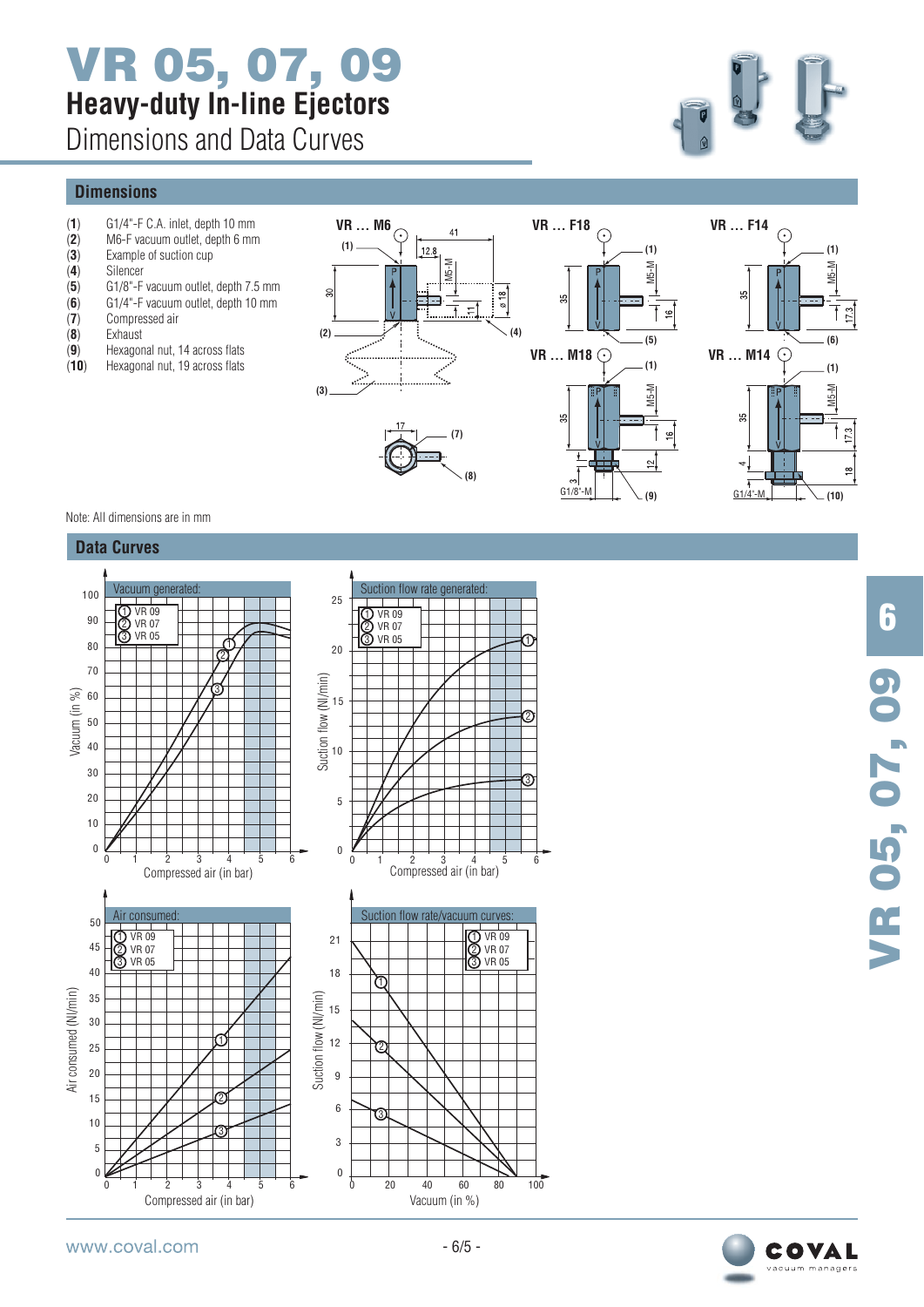# VR 05, 07, 09

## Heavy-duty In-line Ejectors

Dimensions and Data Curves

## Dimensions

- (**1**) G1/4"-F C.A. inlet, depth 10 mm
- (**2**) M6-F vacuum outlet, depth 6 mm
- (**3**) Example of suction cup
- (**4**) Silencer
- (**5**) G1/8"-F vacuum outlet, depth 7.5 mm
- (**6**) G1/4"-F vacuum outlet, depth 10 mm
- (**7**) Compressed air
- (**8**) Exhaust
- (**9**) Hexagonal nut, 14 across flats
- (**10**) Hexagonal nut, 19 across flats

VR ... M6

VR ... F18

VR ... F14

VR ... M18

VR ... M14

Note: All dimensions are in mm

## Data Curves

Vacuum generated: ① VR 09 ② VR 07 ③ VR 05 — Vacuum (in %) vs Compressed air (in bar)

Suction flow rate generated: ① VR 09 ② VR 07 ③ VR 05 — Suction flow (Nl/min) vs Compressed air (in bar)

Air consumed: ① VR 09 ② VR 07 ③ VR 05 — Air consumed (Nl/min) vs Compressed air (in bar)

Suction flow rate/vacuum curves: ① VR 09 ② VR 07 ③ VR 05 — Suction flow (Nl/min) vs Vacuum (in %)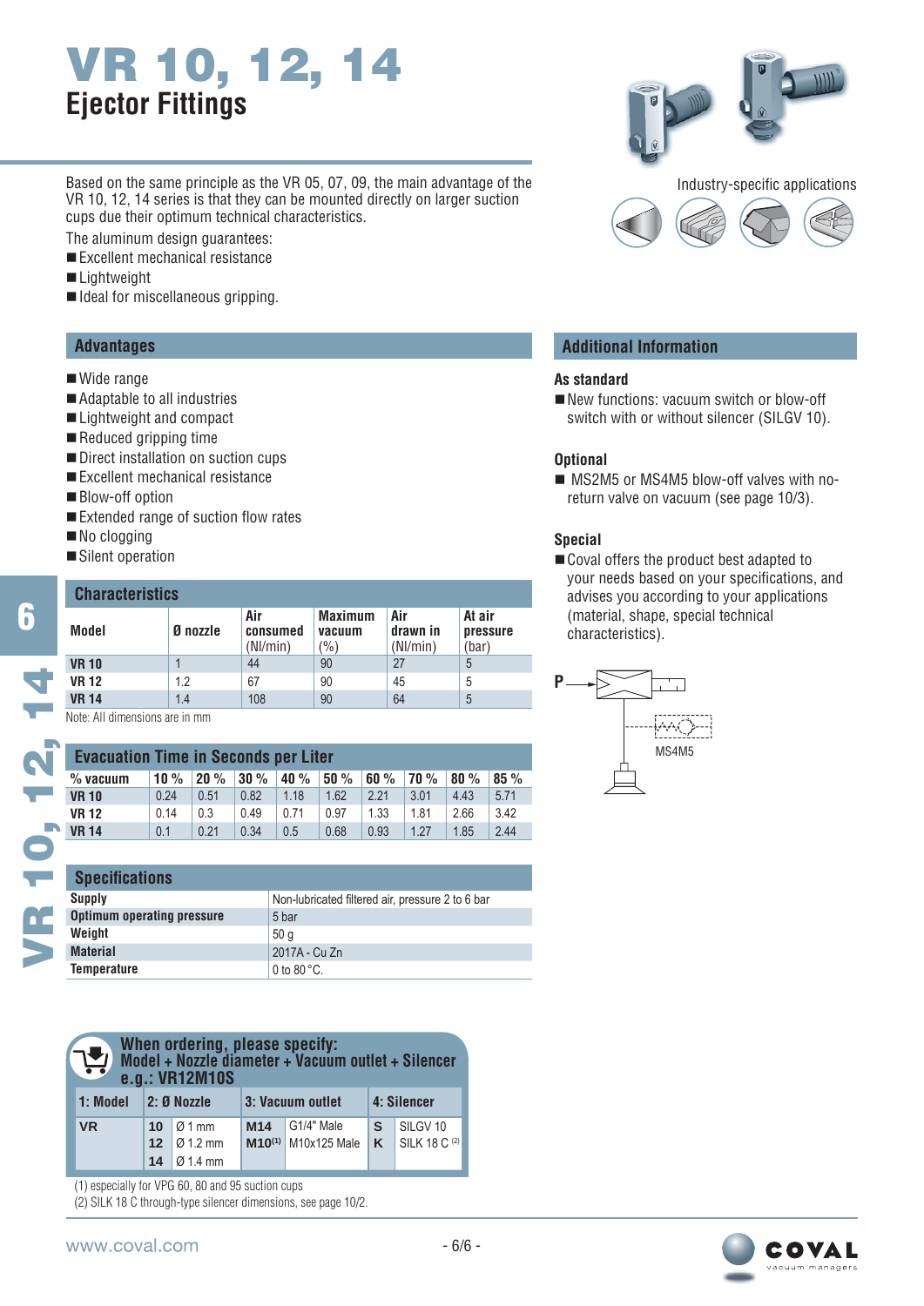# VR 10, 12, 14

## Ejector Fittings

Based on the same principle as the VR 05, 07, 09, the main advantage of the VR 10, 12, 14 series is that they can be mounted directly on larger suction cups due their optimum technical characteristics.

The aluminum design guarantees:

- Excellent mechanical resistance
- Lightweight
- Ideal for miscellaneous gripping.

Industry-specific applications

### Advantages

- Wide range
- Adaptable to all industries
- Lightweight and compact
- Reduced gripping time
- Direct installation on suction cups
- Excellent mechanical resistance
- Blow-off option
- Extended range of suction flow rates
- No clogging
- Silent operation

### Characteristics

| Model | Ø nozzle | Air consumed (Nl/min) | Maximum vacuum (%) | Air drawn in (Nl/min) | At air pressure (bar) |
|---|---|---|---|---|---|
| **VR 10** | 1 | 44 | 90 | 27 | 5 |
| **VR 12** | 1.2 | 67 | 90 | 45 | 5 |
| **VR 14** | 1.4 | 108 | 90 | 64 | 5 |

Note: All dimensions are in mm

### Evacuation Time in Seconds per Liter

| % vacuum | 10 % | 20 % | 30 % | 40 % | 50 % | 60 % | 70 % | 80 % | 85 % |
|---|---|---|---|---|---|---|---|---|---|
| **VR 10** | 0.24 | 0.51 | 0.82 | 1.18 | 1.62 | 2.21 | 3.01 | 4.43 | 5.71 |
| **VR 12** | 0.14 | 0.3 | 0.49 | 0.71 | 0.97 | 1.33 | 1.81 | 2.66 | 3.42 |
| **VR 14** | 0.1 | 0.21 | 0.34 | 0.5 | 0.68 | 0.93 | 1.27 | 1.85 | 2.44 |

### Specifications

| | |
|---|---|
| **Supply** | Non-lubricated filtered air, pressure 2 to 6 bar |
| **Optimum operating pressure** | 5 bar |
| **Weight** | 50 g |
| **Material** | 2017A - Cu Zn |
| **Temperature** | 0 to 80 °C. |

### When ordering, please specify:
**Model + Nozzle diameter + Vacuum outlet + Silencer**
**e.g.: VR12M10S**

| 1: Model | 2: Ø Nozzle | | 3: Vacuum outlet | | 4: Silencer | |
|---|---|---|---|---|---|---|
| **VR** | **10** | Ø 1 mm | **M14** | G1/4" Male | **S** | SILGV 10 |
| | **12** | Ø 1.2 mm | **M10**(1) | M10x125 Male | **K** | SILK 18 C (2) |
| | **14** | Ø 1.4 mm | | | | |

(1) especially for VPG 60, 80 and 95 suction cups
(2) SILK 18 C through-type silencer dimensions, see page 10/2.

### Additional Information

**As standard**

- New functions: vacuum switch or blow-off switch with or without silencer (SILGV 10).

**Optional**

- MS2M5 or MS4M5 blow-off valves with no-return valve on vacuum (see page 10/3).

**Special**

- Coval offers the product best adapted to your needs based on your specifications, and advises you according to your applications (material, shape, special technical characteristics).

P

MS4M5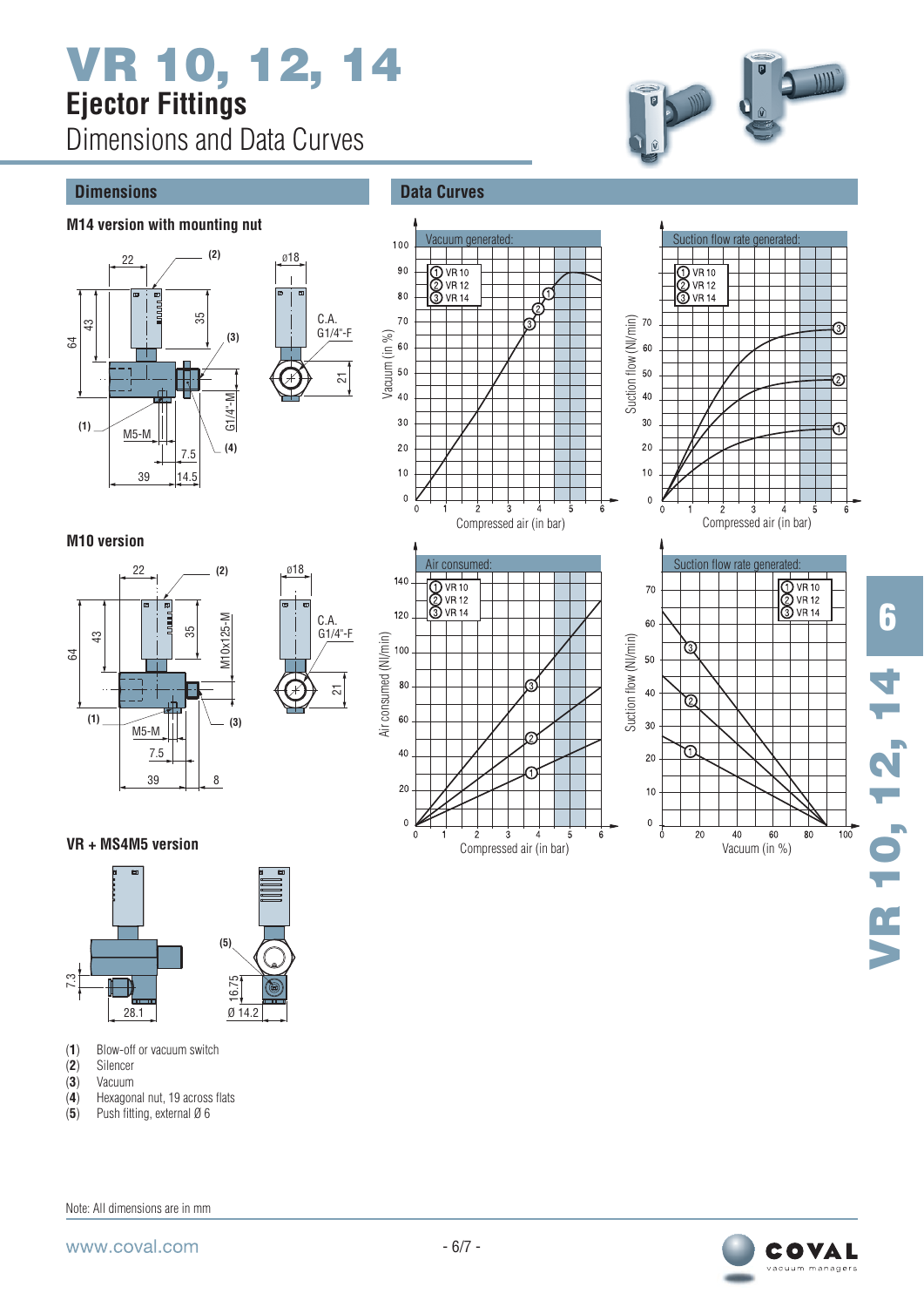# VR 10, 12, 14

## Ejector Fittings

Dimensions and Data Curves

## Dimensions

### M14 version with mounting nut

22
(2)
ø18
64
43
35
(3)
C.A.
G1/4"-F
21
G1/4"-M
(1)
M5-M
7.5
(4)
39
14.5

### M10 version

22
(2)
ø18
64
43
35
M10x125-M
C.A.
G1/4"-F
21
(1)
(3)
M5-M
7.5
39
8

### VR + MS4M5 version

(5)
7.3
16.75
28.1
Ø 14.2

(**1**) Blow-off or vacuum switch
(**2**) Silencer
(**3**) Vacuum
(**4**) Hexagonal nut, 19 across flats
(**5**) Push fitting, external Ø 6

## Data Curves

Vacuum generated:
① VR 10
② VR 12
③ VR 14
Vacuum (in %)
100, 90, 80, 70, 60, 50, 40, 30, 20, 10, 0
0, 1, 2, 3, 4, 5, 6
Compressed air (in bar)

Suction flow rate generated:
① VR 10
② VR 12
③ VR 14
Suction flow (Nl/min)
70, 60, 50, 40, 30, 20, 10, 0
0, 1, 2, 3, 4, 5, 6
Compressed air (in bar)

Air consumed:
① VR 10
② VR 12
③ VR 14
Air consumed (Nl/min)
140, 120, 100, 80, 60, 40, 20, 0
0, 1, 2, 3, 4, 5, 6
Compressed air (in bar)

Suction flow rate generated:
① VR 10
② VR 12
③ VR 14
Suction flow (Nl/min)
70, 60, 50, 40, 30, 20, 10, 0
0, 20, 40, 60, 80, 100
Vacuum (in %)

Note: All dimensions are in mm